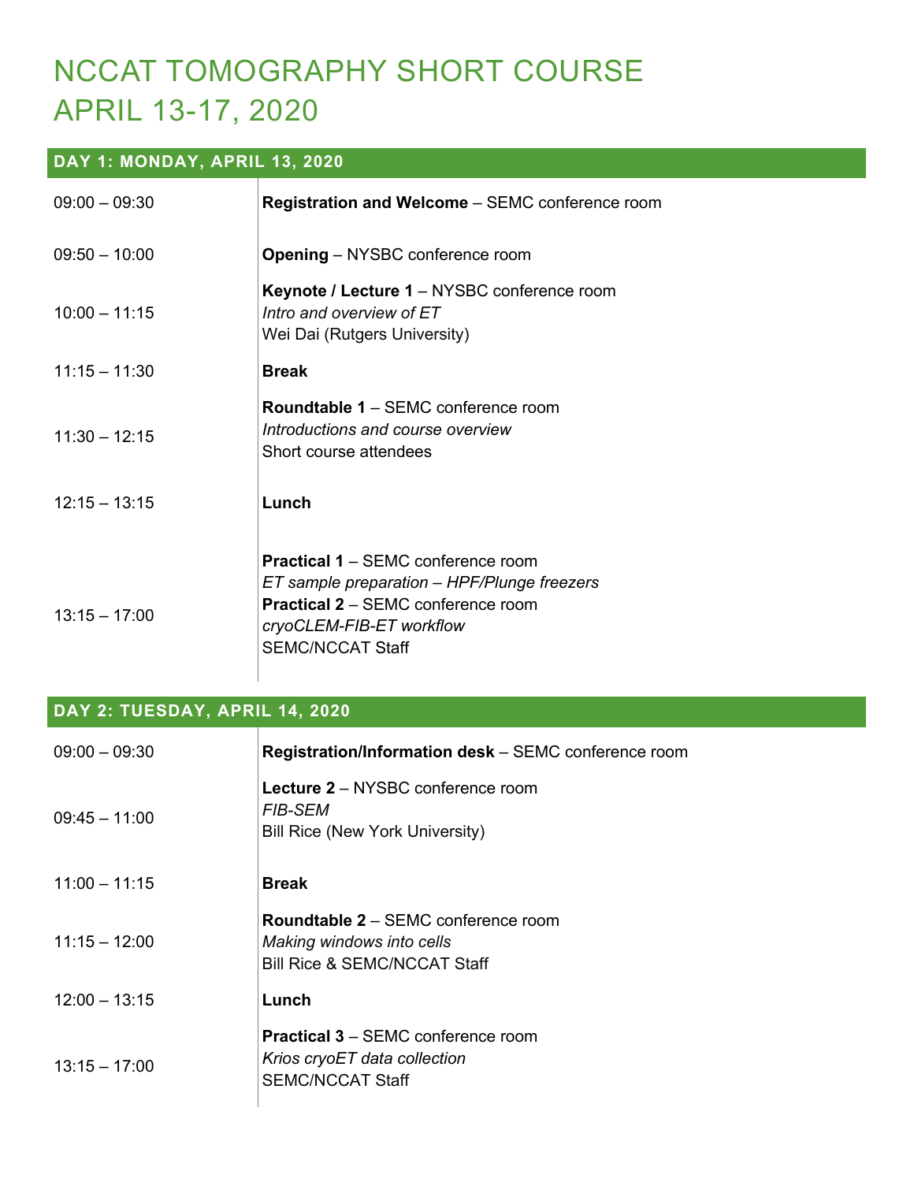# NCCAT TOMOGRAPHY SHORT COURSE
# APRIL 13-17, 2020

## DAY 1: MONDAY, APRIL 13, 2020

| Time | Session |
|---|---|
| 09:00 – 09:30 | **Registration and Welcome** – SEMC conference room |
| 09:50 – 10:00 | **Opening** – NYSBC conference room |
| 10:00 – 11:15 | **Keynote / Lecture 1** – NYSBC conference room<br>*Intro and overview of ET*<br>Wei Dai (Rutgers University) |
| 11:15 – 11:30 | **Break** |
| 11:30 – 12:15 | **Roundtable 1** – SEMC conference room<br>*Introductions and course overview*<br>Short course attendees |
| 12:15 – 13:15 | **Lunch** |
| 13:15 – 17:00 | **Practical 1** – SEMC conference room<br>*ET sample preparation – HPF/Plunge freezers*<br>**Practical 2** – SEMC conference room<br>*cryoCLEM-FIB-ET workflow*<br>SEMC/NCCAT Staff |

## DAY 2: TUESDAY, APRIL 14, 2020

| Time | Session |
|---|---|
| 09:00 – 09:30 | **Registration/Information desk** – SEMC conference room |
| 09:45 – 11:00 | **Lecture 2** – NYSBC conference room<br>*FIB-SEM*<br>Bill Rice (New York University) |
| 11:00 – 11:15 | **Break** |
| 11:15 – 12:00 | **Roundtable 2** – SEMC conference room<br>*Making windows into cells*<br>Bill Rice & SEMC/NCCAT Staff |
| 12:00 – 13:15 | **Lunch** |
| 13:15 – 17:00 | **Practical 3** – SEMC conference room<br>*Krios cryoET data collection*<br>SEMC/NCCAT Staff |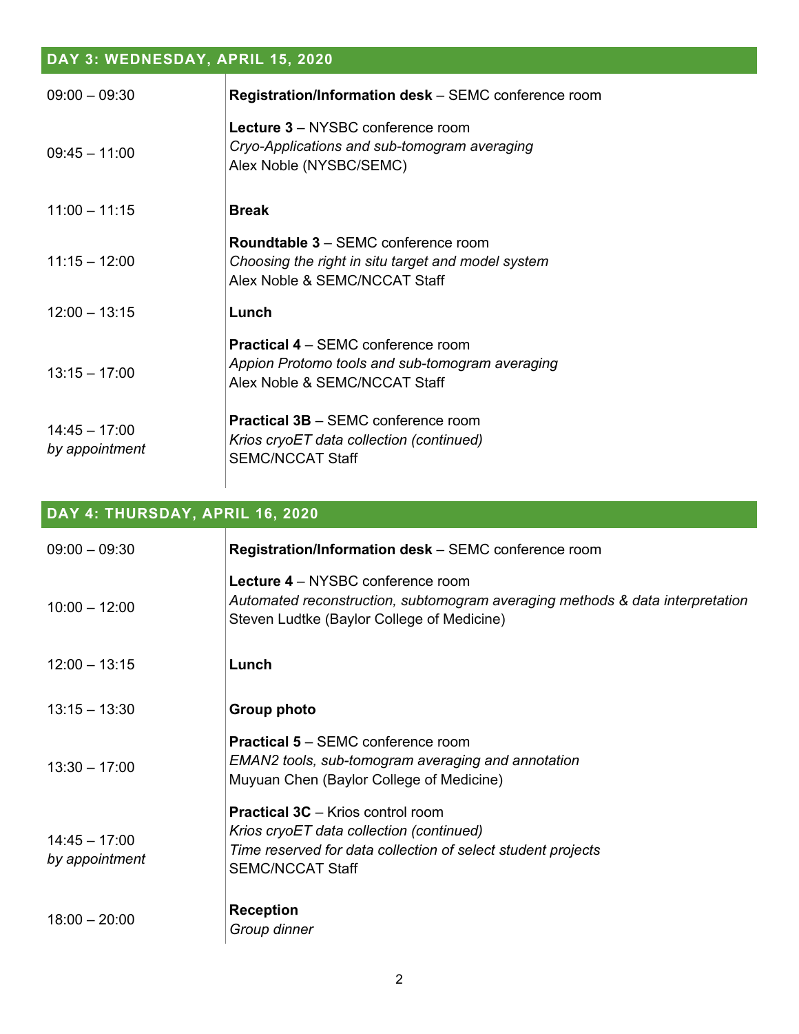## DAY 3: WEDNESDAY, APRIL 15, 2020

| | |
|---|---|
| 09:00 – 09:30 | **Registration/Information desk** – SEMC conference room |
| 09:45 – 11:00 | **Lecture 3** – NYSBC conference room<br>*Cryo-Applications and sub-tomogram averaging*<br>Alex Noble (NYSBC/SEMC) |
| 11:00 – 11:15 | **Break** |
| 11:15 – 12:00 | **Roundtable 3** – SEMC conference room<br>*Choosing the right in situ target and model system*<br>Alex Noble & SEMC/NCCAT Staff |
| 12:00 – 13:15 | **Lunch** |
| 13:15 – 17:00 | **Practical 4** – SEMC conference room<br>*Appion Protomo tools and sub-tomogram averaging*<br>Alex Noble & SEMC/NCCAT Staff |
| 14:45 – 17:00<br>*by appointment* | **Practical 3B** – SEMC conference room<br>*Krios cryoET data collection (continued)*<br>SEMC/NCCAT Staff |

## DAY 4: THURSDAY, APRIL 16, 2020

| | |
|---|---|
| 09:00 – 09:30 | **Registration/Information desk** – SEMC conference room |
| 10:00 – 12:00 | **Lecture 4** – NYSBC conference room<br>*Automated reconstruction, subtomogram averaging methods & data interpretation*<br>Steven Ludtke (Baylor College of Medicine) |
| 12:00 – 13:15 | **Lunch** |
| 13:15 – 13:30 | **Group photo** |
| 13:30 – 17:00 | **Practical 5** – SEMC conference room<br>*EMAN2 tools, sub-tomogram averaging and annotation*<br>Muyuan Chen (Baylor College of Medicine) |
| 14:45 – 17:00<br>*by appointment* | **Practical 3C** – Krios control room<br>*Krios cryoET data collection (continued)*<br>*Time reserved for data collection of select student projects*<br>SEMC/NCCAT Staff |
| 18:00 – 20:00 | **Reception**<br>*Group dinner* |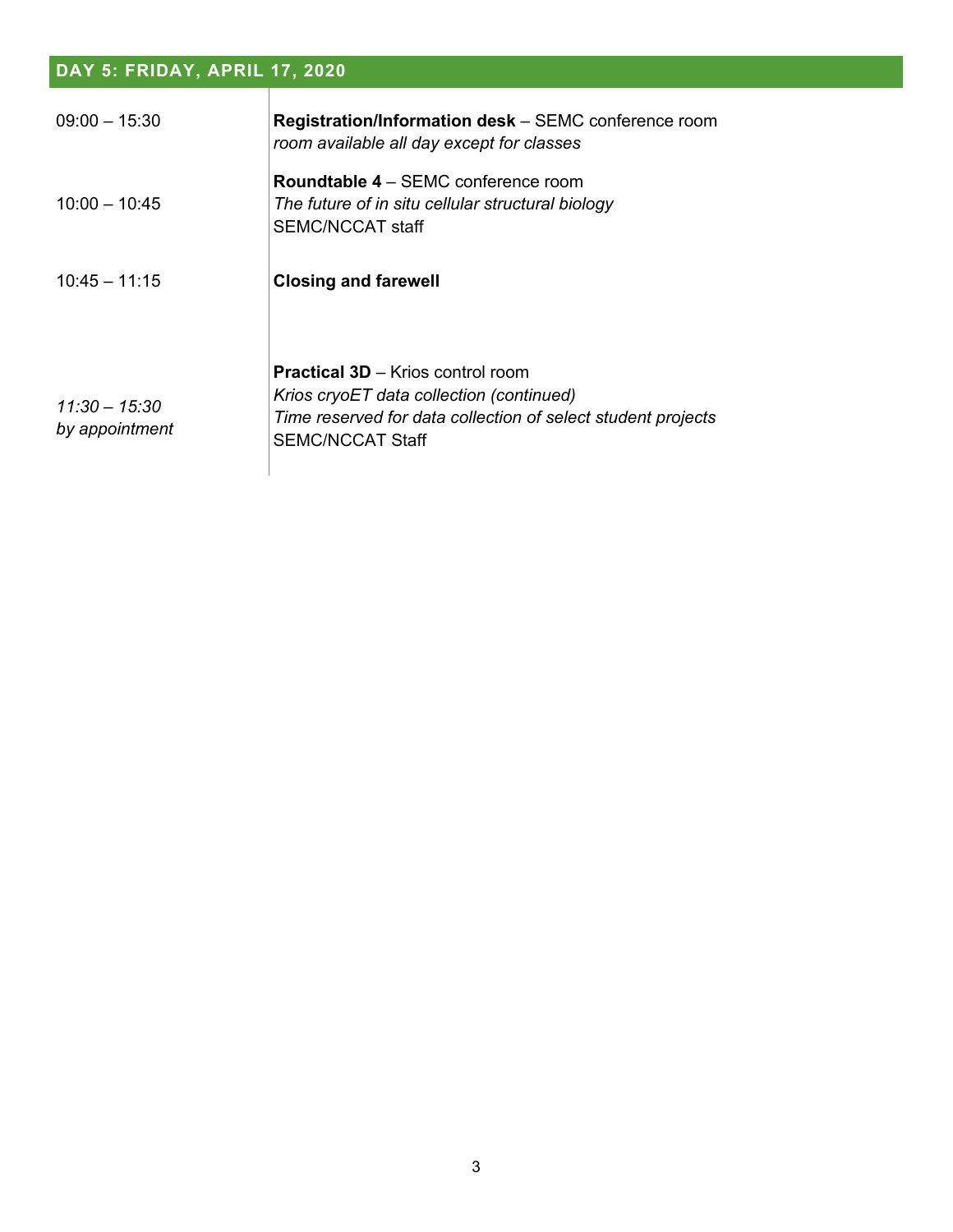## DAY 5: FRIDAY, APRIL 17, 2020

| | |
|---|---|
| 09:00 – 15:30 | **Registration/Information desk** – SEMC conference room<br>*room available all day except for classes* |
| 10:00 – 10:45 | **Roundtable 4** – SEMC conference room<br>*The future of in situ cellular structural biology*<br>SEMC/NCCAT staff |
| 10:45 – 11:15 | **Closing and farewell** |
| *11:30 – 15:30*<br>*by appointment* | **Practical 3D** – Krios control room<br>*Krios cryoET data collection (continued)*<br>*Time reserved for data collection of select student projects*<br>SEMC/NCCAT Staff |